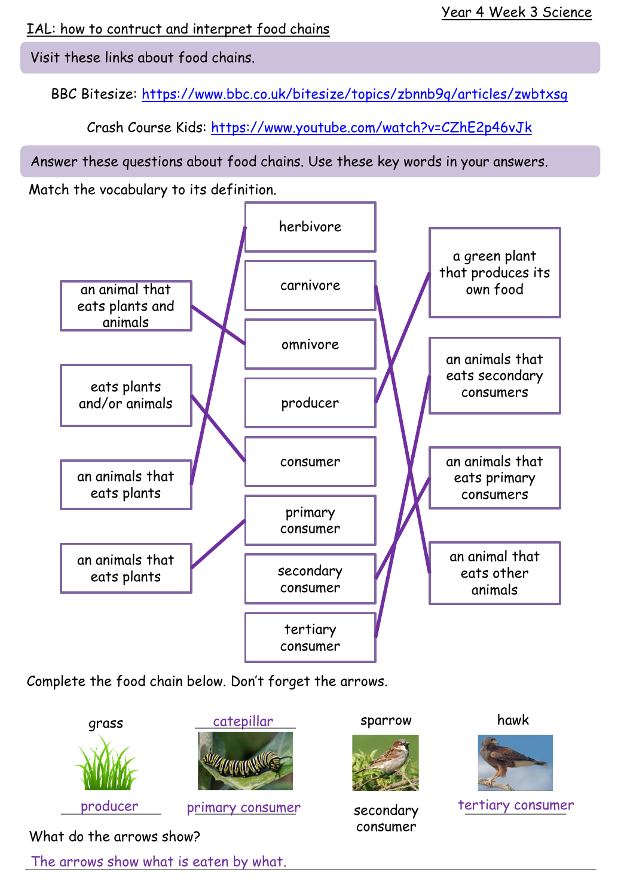Year 4 Week 3 Science

IAL: how to contruct and interpret food chains

Visit these links about food chains.

BBC Bitesize: https://www.bbc.co.uk/bitesize/topics/zbnnb9q/articles/zwbtxsg

Crash Course Kids: https://www.youtube.com/watch?v=CZhE2p46vJk

Answer these questions about food chains. Use these key words in your answers.

Match the vocabulary to its definition.

| Definition | Vocabulary | Definition |
| --- | --- | --- |
| an animal that eats plants and animals | herbivore | a green plant that produces its own food |
| eats plants and/or animals | carnivore | an animals that eats secondary consumers |
| an animals that eats plants | omnivore | an animals that eats primary consumers |
| an animals that eats plants | producer | an animal that eats other animals |
| | consumer | |
| | primary consumer | |
| | secondary consumer | |
| | tertiary consumer | |

Matches drawn:

- herbivore — an animals that eats plants
- carnivore — an animal that eats other animals
- omnivore — an animal that eats plants and animals
- producer — a green plant that produces its own food
- consumer — eats plants and/or animals
- primary consumer — an animals that eats plants
- secondary consumer — an animals that eats primary consumers
- tertiary consumer — an animals that eats secondary consumers

Complete the food chain below. Don't forget the arrows.

| grass | catepillar | sparrow | hawk |
| --- | --- | --- | --- |
| producer | primary consumer | secondary consumer | tertiary consumer |

What do the arrows show?

The arrows show what is eaten by what.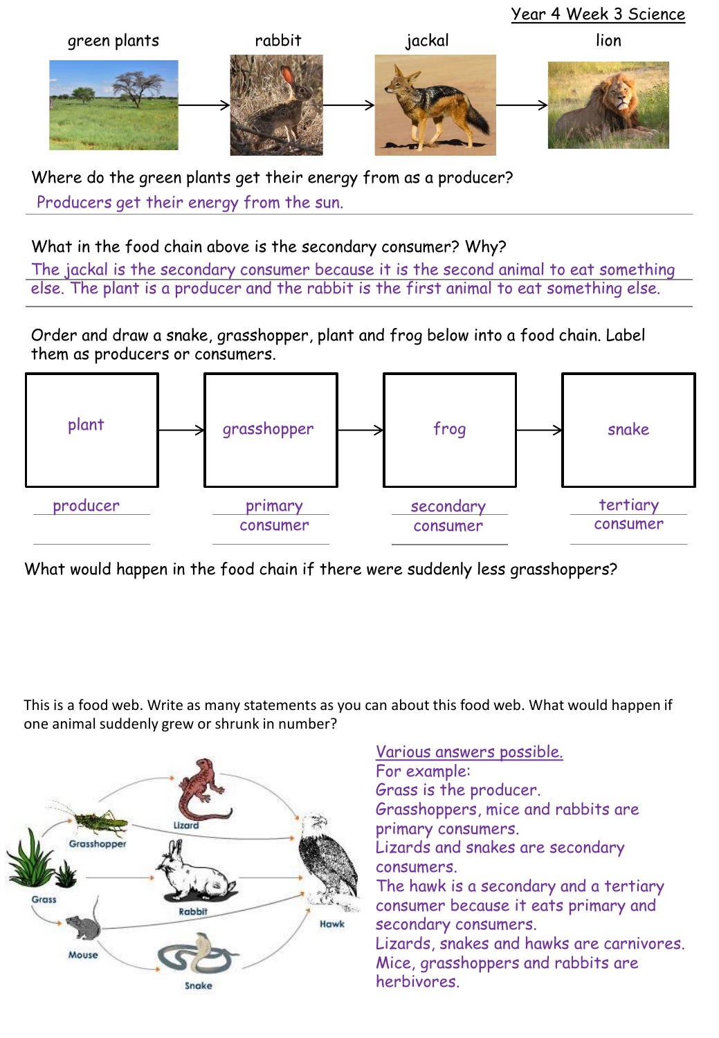Year 4 Week 3 Science

green plants → rabbit → jackal → lion

Where do the green plants get their energy from as a producer?

Producers get their energy from the sun.

What in the food chain above is the secondary consumer? Why?

The jackal is the secondary consumer because it is the second animal to eat something else. The plant is a producer and the rabbit is the first animal to eat something else.

Order and draw a snake, grasshopper, plant and frog below into a food chain. Label them as producers or consumers.

| plant | → | grasshopper | → | frog | → | snake |
|---|---|---|---|---|---|---|
| producer | | primary consumer | | secondary consumer | | tertiary consumer |

What would happen in the food chain if there were suddenly less grasshoppers?

This is a food web. Write as many statements as you can about this food web. What would happen if one animal suddenly grew or shrunk in number?

Grass, Grasshopper, Lizard, Rabbit, Mouse, Snake, Hawk

Various answers possible.

For example:

Grass is the producer.

Grasshoppers, mice and rabbits are primary consumers.

Lizards and snakes are secondary consumers.

The hawk is a secondary and a tertiary consumer because it eats primary and secondary consumers.

Lizards, snakes and hawks are carnivores.

Mice, grasshoppers and rabbits are herbivores.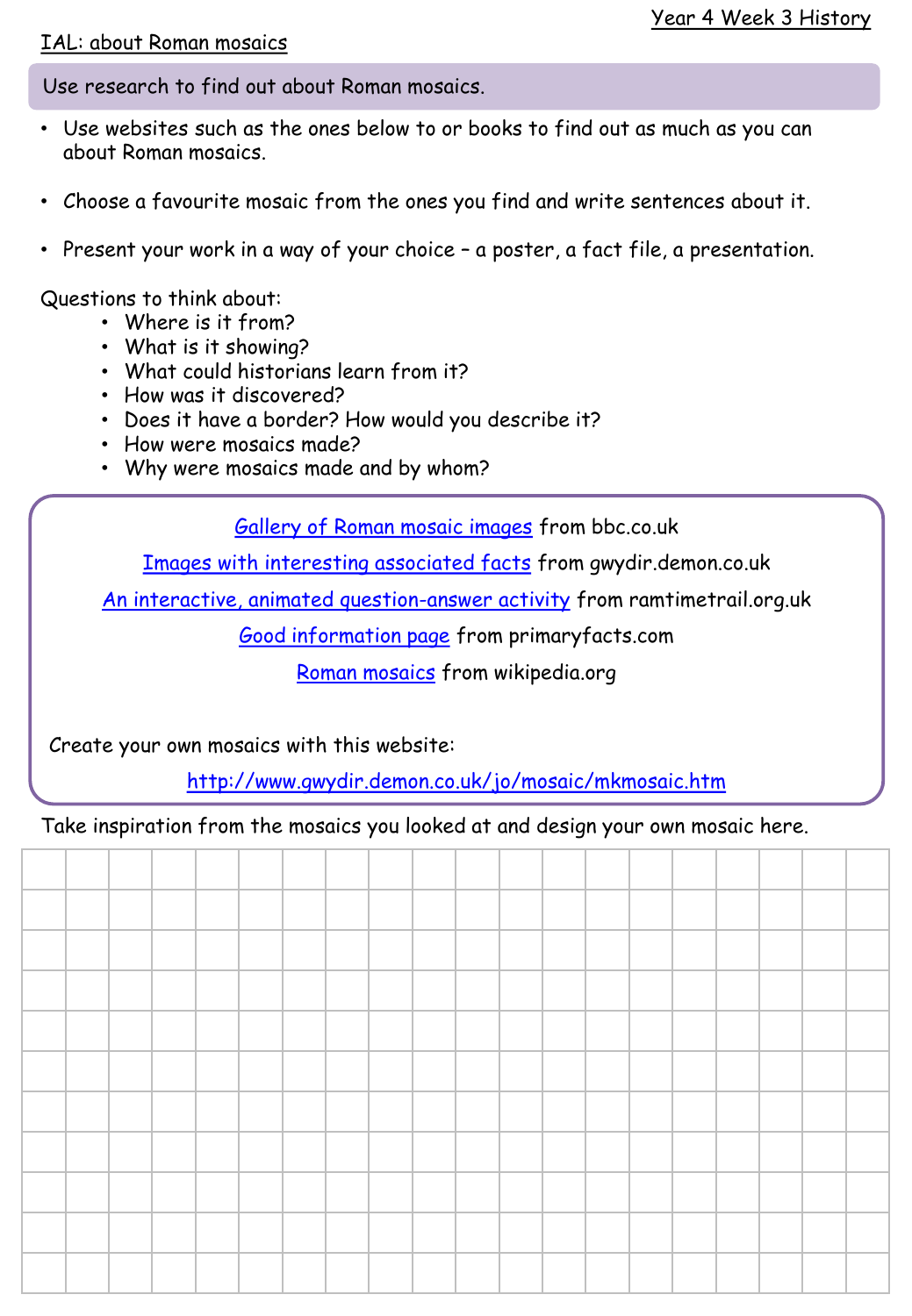Year 4 Week 3 History

IAL: about Roman mosaics

**Use research to find out about Roman mosaics.**

- Use websites such as the ones below to or books to find out as much as you can about Roman mosaics.
- Choose a favourite mosaic from the ones you find and write sentences about it.
- Present your work in a way of your choice – a poster, a fact file, a presentation.

Questions to think about:

- Where is it from?
- What is it showing?
- What could historians learn from it?
- How was it discovered?
- Does it have a border? How would you describe it?
- How were mosaics made?
- Why were mosaics made and by whom?

Gallery of Roman mosaic images from bbc.co.uk

Images with interesting associated facts from gwydir.demon.co.uk

An interactive, animated question-answer activity from ramtimetrail.org.uk

Good information page from primaryfacts.com

Roman mosaics from wikipedia.org

Create your own mosaics with this website:

http://www.gwydir.demon.co.uk/jo/mosaic/mkmosaic.htm

Take inspiration from the mosaics you looked at and design your own mosaic here.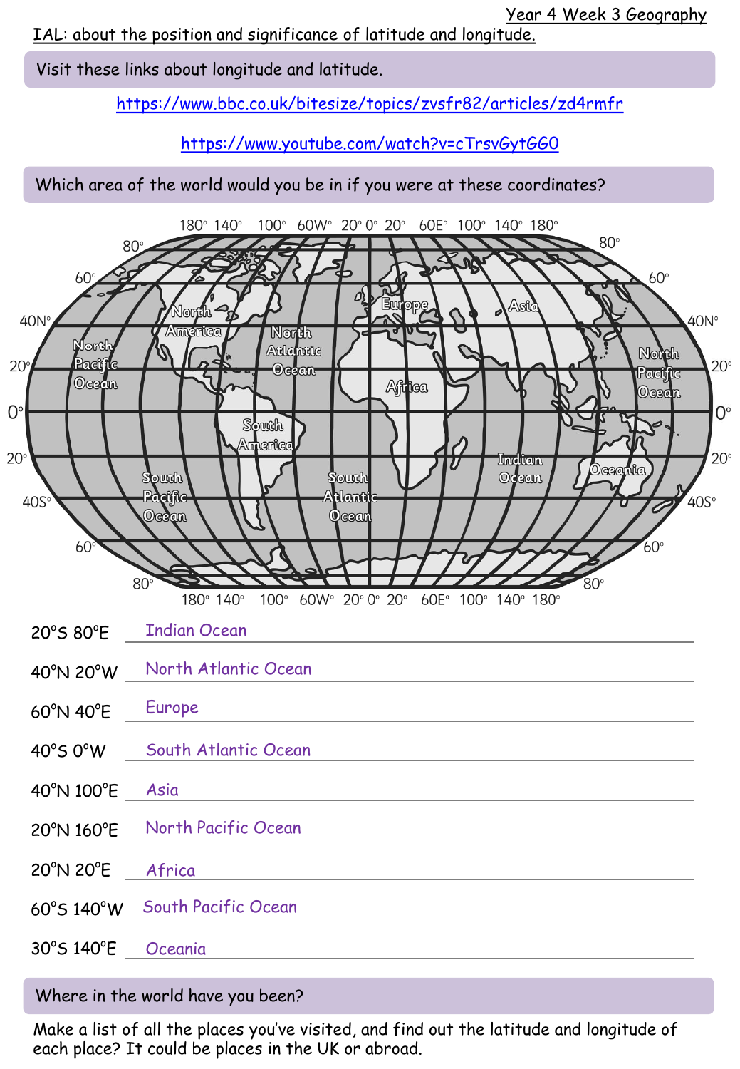Year 4 Week 3 Geography

IAL: about the position and significance of latitude and longitude.

## Visit these links about longitude and latitude.

https://www.bbc.co.uk/bitesize/topics/zvsfr82/articles/zd4rmfr

https://www.youtube.com/watch?v=cTrsvGytGG0

## Which area of the world would you be in if you were at these coordinates?

180° 140° 100° 60W° 20° 0° 20° 60E° 100° 140° 180°

80° 60° 40N° 20° 0° 20° 40S° 60° 80°

North America
North Atlantic Ocean
North Pacific Ocean
South America
South Pacific Ocean
South Atlantic Ocean
Europe
Asia
Africa
Indian Ocean
Oceania

180° 140° 100° 60W° 20° 0° 20° 60E° 100° 140° 180°

20°S 80°E Indian Ocean

40°N 20°W North Atlantic Ocean

60°N 40°E Europe

40°S 0°W South Atlantic Ocean

40°N 100°E Asia

20°N 160°E North Pacific Ocean

20°N 20°E Africa

60°S 140°W South Pacific Ocean

30°S 140°E Oceania

## Where in the world have you been?

Make a list of all the places you've visited, and find out the latitude and longitude of each place? It could be places in the UK or abroad.